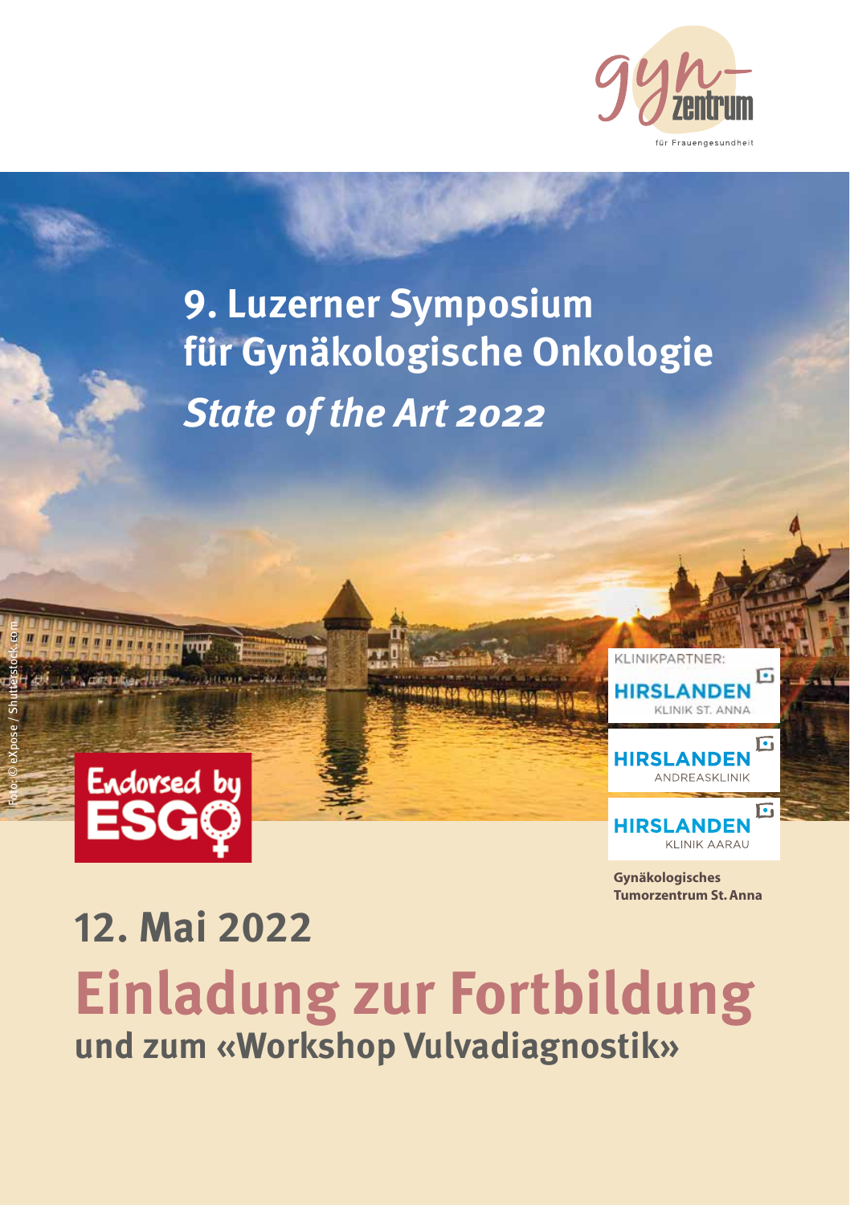gyn-zentrum
für Frauengesundheit

# 9. Luzerner Symposium für Gynäkologische Onkologie

*State of the Art 2022*

Foto: © eXpose / Shutterstock.com

Endorsed by ESGO

KLINIKPARTNER:

HIRSLANDEN KLINIK ST. ANNA

HIRSLANDEN ANDREASKLINIK

HIRSLANDEN KLINIK AARAU

**Gynäkologisches Tumorzentrum St. Anna**

## 12. Mai 2022

# Einladung zur Fortbildung

## und zum «Workshop Vulvadiagnostik»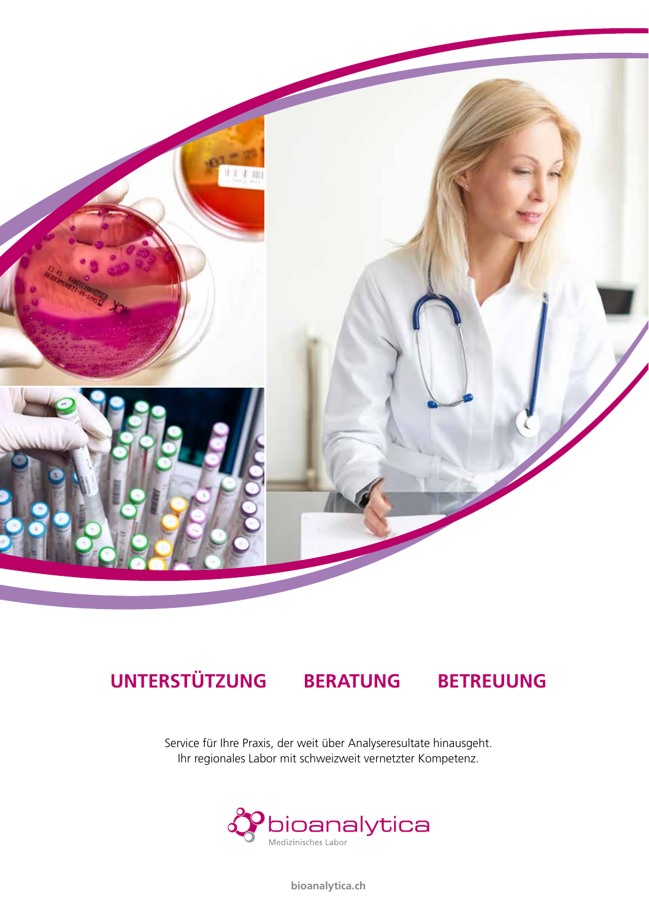## UNTERSTÜTZUNG BERATUNG BETREUUNG

Service für Ihre Praxis, der weit über Analyseresultate hinausgeht.
Ihr regionales Labor mit schweizweit vernetzter Kompetenz.

bioanalytica
Medizinisches Labor

bioanalytica.ch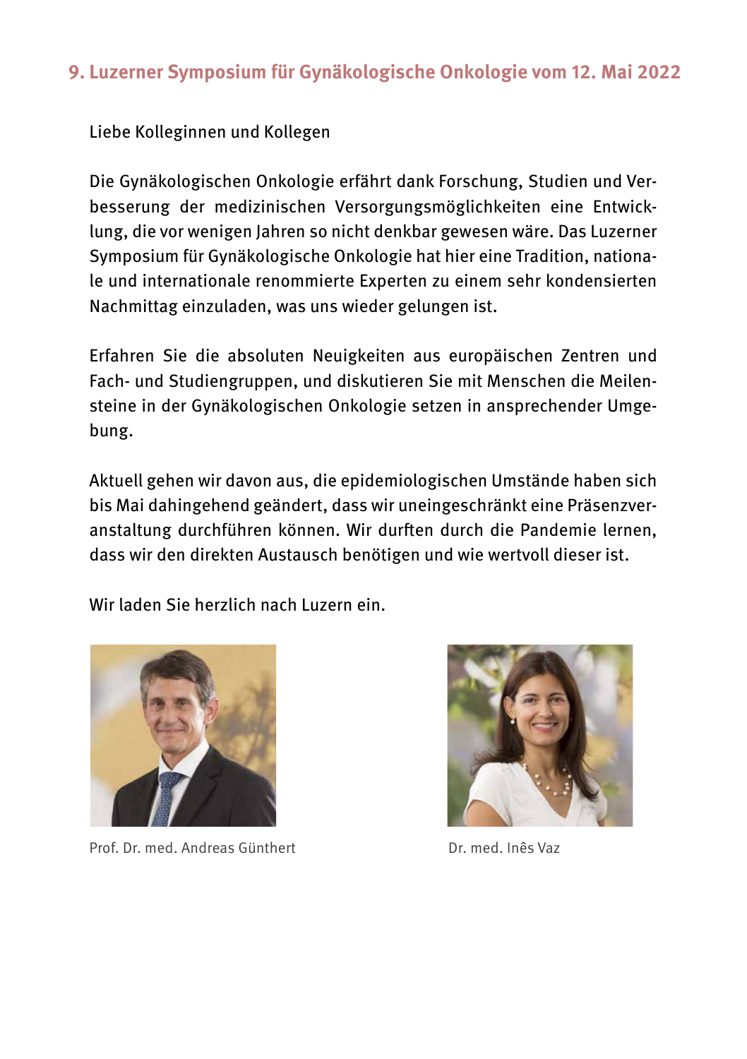## 9. Luzerner Symposium für Gynäkologische Onkologie vom 12. Mai 2022

Liebe Kolleginnen und Kollegen

Die Gynäkologischen Onkologie erfährt dank Forschung, Studien und Verbesserung der medizinischen Versorgungsmöglichkeiten eine Entwicklung, die vor wenigen Jahren so nicht denkbar gewesen wäre. Das Luzerner Symposium für Gynäkologische Onkologie hat hier eine Tradition, nationale und internationale renommierte Experten zu einem sehr kondensierten Nachmittag einzuladen, was uns wieder gelungen ist.

Erfahren Sie die absoluten Neuigkeiten aus europäischen Zentren und Fach- und Studiengruppen, und diskutieren Sie mit Menschen die Meilensteine in der Gynäkologischen Onkologie setzen in ansprechender Umgebung.

Aktuell gehen wir davon aus, die epidemiologischen Umstände haben sich bis Mai dahingehend geändert, dass wir uneingeschränkt eine Präsenzveranstaltung durchführen können. Wir durften durch die Pandemie lernen, dass wir den direkten Austausch benötigen und wie wertvoll dieser ist.

Wir laden Sie herzlich nach Luzern ein.

Prof. Dr. med. Andreas Günthert

Dr. med. Inês Vaz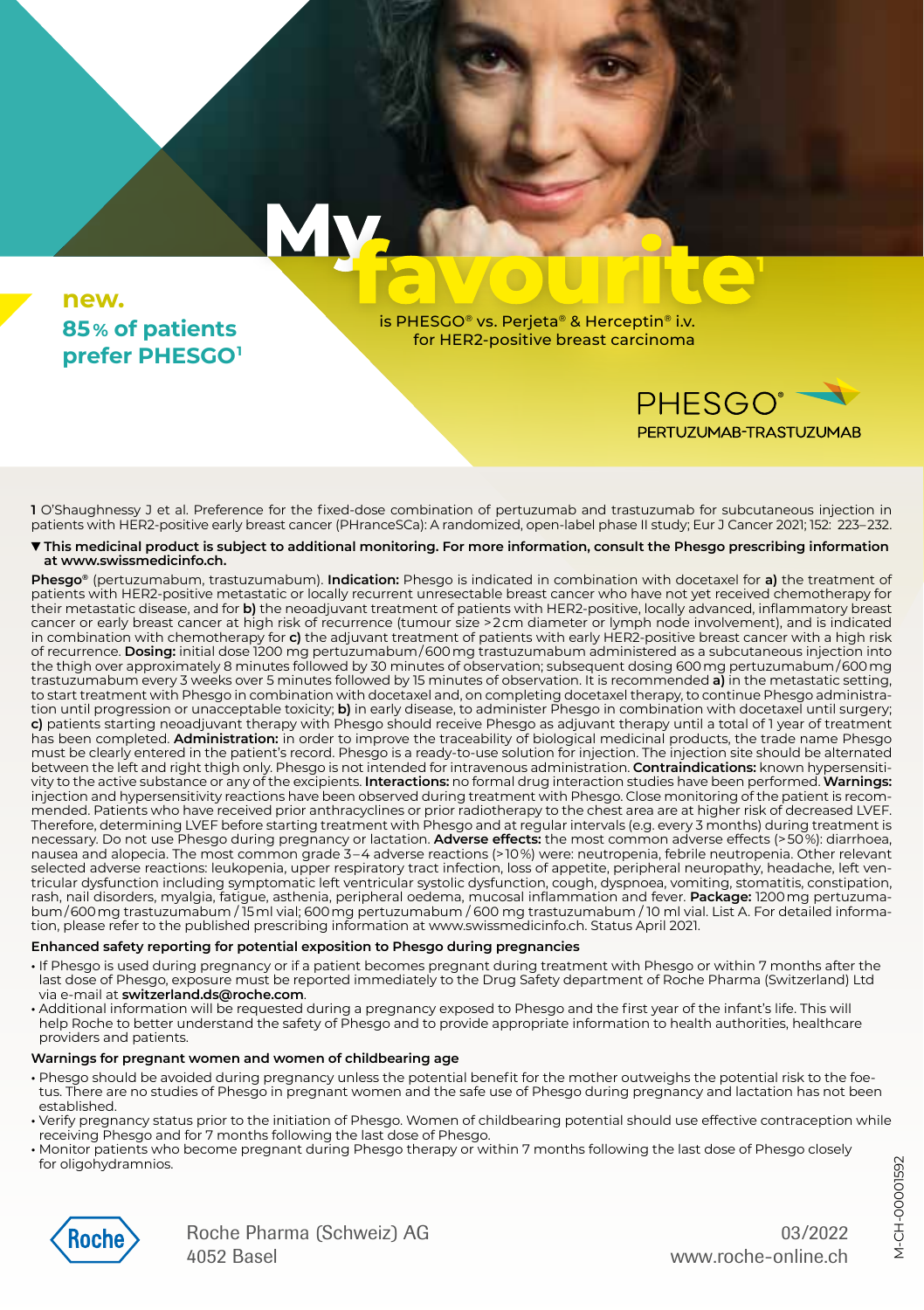# My favourite[1]

is PHESGO® vs. Perjeta® & Herceptin® i.v. for HER2-positive breast carcinoma

**new. 85 % of patients prefer PHESGO[1]**

PHESGO®
PERTUZUMAB-TRASTUZUMAB

**1** O'Shaughnessy J et al. Preference for the fixed-dose combination of pertuzumab and trastuzumab for subcutaneous injection in patients with HER2-positive early breast cancer (PHranceSCa): A randomized, open-label phase II study; Eur J Cancer 2021; 152: 223–232.

**▼This medicinal product is subject to additional monitoring. For more information, consult the Phesgo prescribing information at www.swissmedicinfo.ch.**

**Phesgo®** (pertuzumabum, trastuzumabum). **Indication:** Phesgo is indicated in combination with docetaxel for **a)** the treatment of patients with HER2-positive metastatic or locally recurrent unresectable breast cancer who have not yet received chemotherapy for their metastatic disease, and for **b)** the neoadjuvant treatment of patients with HER2-positive, locally advanced, inflammatory breast cancer or early breast cancer at high risk of recurrence (tumour size >2 cm diameter or lymph node involvement), and is indicated in combination with chemotherapy for **c)** the adjuvant treatment of patients with early HER2-positive breast cancer with a high risk of recurrence. **Dosing:** initial dose 1200 mg pertuzumabum/600 mg trastuzumabum administered as a subcutaneous injection into the thigh over approximately 8 minutes followed by 30 minutes of observation; subsequent dosing 600 mg pertuzumabum/600 mg trastuzumabum every 3 weeks over 5 minutes followed by 15 minutes of observation. It is recommended **a)** in the metastatic setting, to start treatment with Phesgo in combination with docetaxel and, on completing docetaxel therapy, to continue Phesgo administration until progression or unacceptable toxicity; **b)** in early disease, to administer Phesgo in combination with docetaxel until surgery; **c)** patients starting neoadjuvant therapy with Phesgo should receive Phesgo as adjuvant therapy until a total of 1 year of treatment has been completed. **Administration:** in order to improve the traceability of biological medicinal products, the trade name Phesgo must be clearly entered in the patient's record. Phesgo is a ready-to-use solution for injection. The injection site should be alternated between the left and right thigh only. Phesgo is not intended for intravenous administration. **Contraindications:** known hypersensitivity to the active substance or any of the excipients. **Interactions:** no formal drug interaction studies have been performed. **Warnings:** injection and hypersensitivity reactions have been observed during treatment with Phesgo. Close monitoring of the patient is recommended. Patients who have received prior anthracyclines or prior radiotherapy to the chest area are at higher risk of decreased LVEF. Therefore, determining LVEF before starting treatment with Phesgo and at regular intervals (e.g. every 3 months) during treatment is necessary. Do not use Phesgo during pregnancy or lactation. **Adverse effects:** the most common adverse effects (>50 %): diarrhoea, nausea and alopecia. The most common grade 3–4 adverse reactions (>10 %) were: neutropenia, febrile neutropenia. Other relevant selected adverse reactions: leukopenia, upper respiratory tract infection, loss of appetite, peripheral neuropathy, headache, left ventricular dysfunction including symptomatic left ventricular systolic dysfunction, cough, dyspnoea, vomiting, stomatitis, constipation, rash, nail disorders, myalgia, fatigue, asthenia, peripheral oedema, mucosal inflammation and fever. **Package:** 1200 mg pertuzumabum/600 mg trastuzumabum / 15 ml vial; 600 mg pertuzumabum / 600 mg trastuzumabum / 10 ml vial. List A. For detailed information, please refer to the published prescribing information at www.swissmedicinfo.ch. Status April 2021.

**Enhanced safety reporting for potential exposition to Phesgo during pregnancies**

- If Phesgo is used during pregnancy or if a patient becomes pregnant during treatment with Phesgo or within 7 months after the last dose of Phesgo, this must be reported immediately to the Drug Safety department of Roche Pharma (Switzerland) Ltd via e-mail at **switzerland.ds@roche.com**.
- Additional information will be requested during a pregnancy exposed to Phesgo and the first year of the infant's life. This will help Roche to better understand the safety of Phesgo and to provide appropriate information to health authorities, healthcare providers and patients.

**Warnings for pregnant women and women of childbearing age**

- Phesgo should be avoided during pregnancy unless the potential benefit for the mother outweighs the potential risk to the foetus. There are no studies of Phesgo in pregnant women and the safe use of Phesgo during pregnancy and lactation has not been established.
- Verify pregnancy status prior to the initiation of Phesgo. Women of childbearing potential should use effective contraception while receiving Phesgo and for 7 months following the last dose of Phesgo.
- Monitor patients who become pregnant during Phesgo therapy or within 7 months following the last dose of Phesgo closely for oligohydramnios.

Roche

Roche Pharma (Schweiz) AG
4052 Basel

03/2022
www.roche-online.ch

M-CH-00001592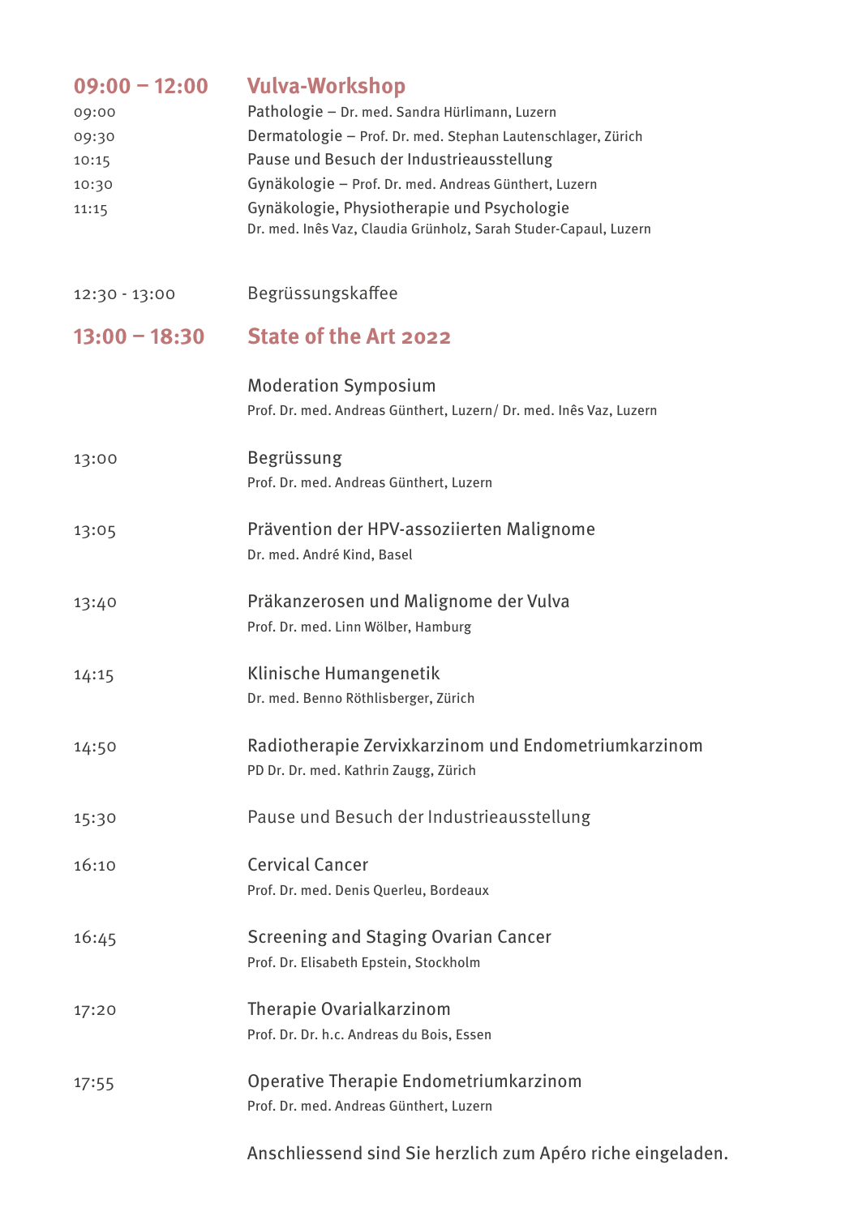## 09:00 – 12:00 Vulva-Workshop

09:00 Pathologie – Dr. med. Sandra Hürlimann, Luzern

09:30 Dermatologie – Prof. Dr. med. Stephan Lautenschlager, Zürich

10:15 Pause und Besuch der Industrieausstellung

10:30 Gynäkologie – Prof. Dr. med. Andreas Günthert, Luzern

11:15 Gynäkologie, Physiotherapie und Psychologie
Dr. med. Inês Vaz, Claudia Grünholz, Sarah Studer-Capaul, Luzern

12:30 - 13:00 Begrüssungskaffee

## 13:00 – 18:30 State of the Art 2022

Moderation Symposium
Prof. Dr. med. Andreas Günthert, Luzern/ Dr. med. Inês Vaz, Luzern

13:00 Begrüssung
Prof. Dr. med. Andreas Günthert, Luzern

13:05 Prävention der HPV-assoziierten Malignome
Dr. med. André Kind, Basel

13:40 Präkanzerosen und Malignome der Vulva
Prof. Dr. med. Linn Wölber, Hamburg

14:15 Klinische Humangenetik
Dr. med. Benno Röthlisberger, Zürich

14:50 Radiotherapie Zervixkarzinom und Endometriumkarzinom
PD Dr. Dr. med. Kathrin Zaugg, Zürich

15:30 Pause und Besuch der Industrieausstellung

16:10 Cervical Cancer
Prof. Dr. med. Denis Querleu, Bordeaux

16:45 Screening and Staging Ovarian Cancer
Prof. Dr. Elisabeth Epstein, Stockholm

17:20 Therapie Ovarialkarzinom
Prof. Dr. Dr. h.c. Andreas du Bois, Essen

17:55 Operative Therapie Endometriumkarzinom
Prof. Dr. med. Andreas Günthert, Luzern

Anschliessend sind Sie herzlich zum Apéro riche eingeladen.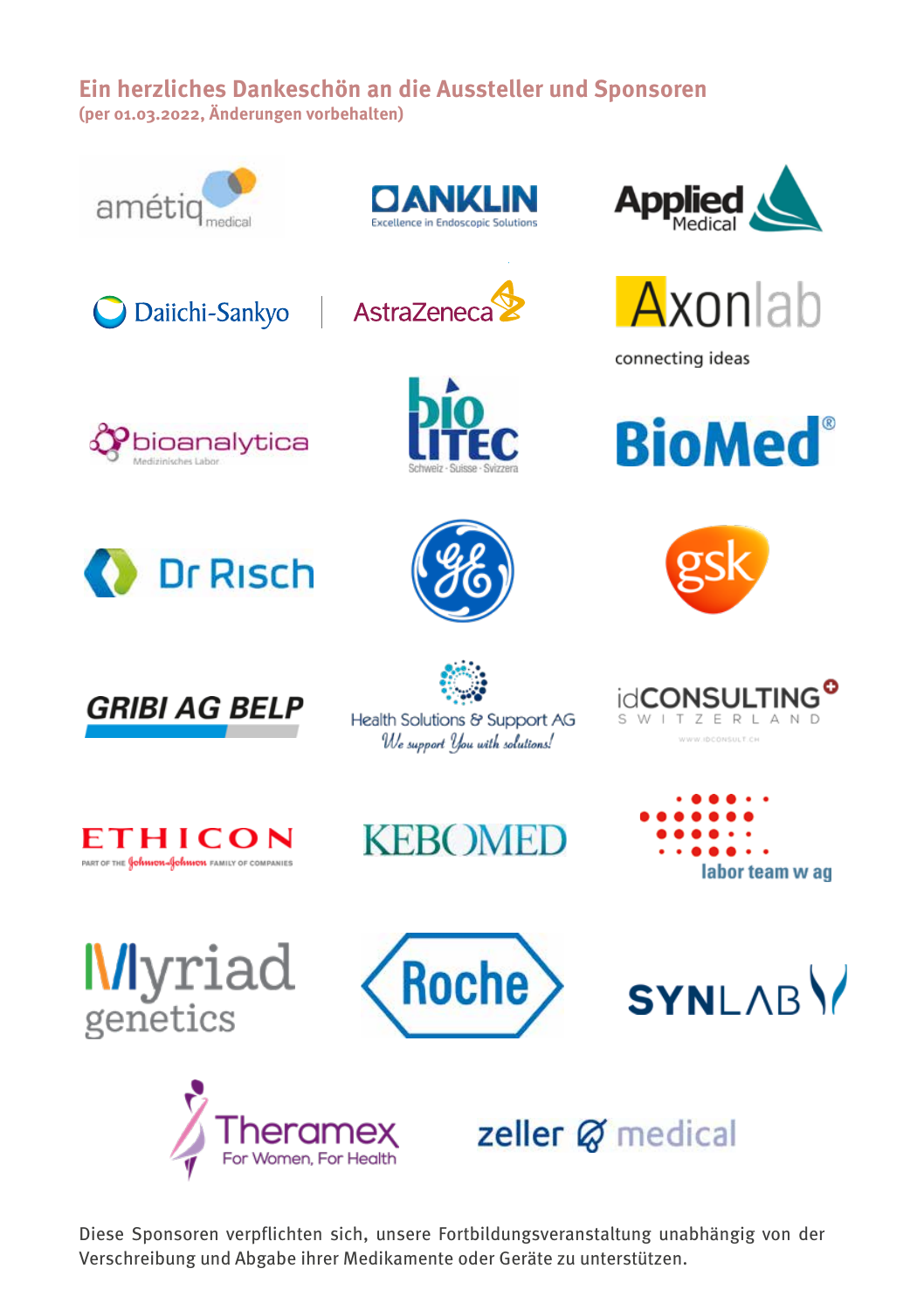## Ein herzliches Dankeschön an die Aussteller und Sponsoren

(per 01.03.2022, Änderungen vorbehalten)

Diese Sponsoren verpflichten sich, unsere Fortbildungsveranstaltung unabhängig von der Verschreibung und Abgabe ihrer Medikamente oder Geräte zu unterstützen.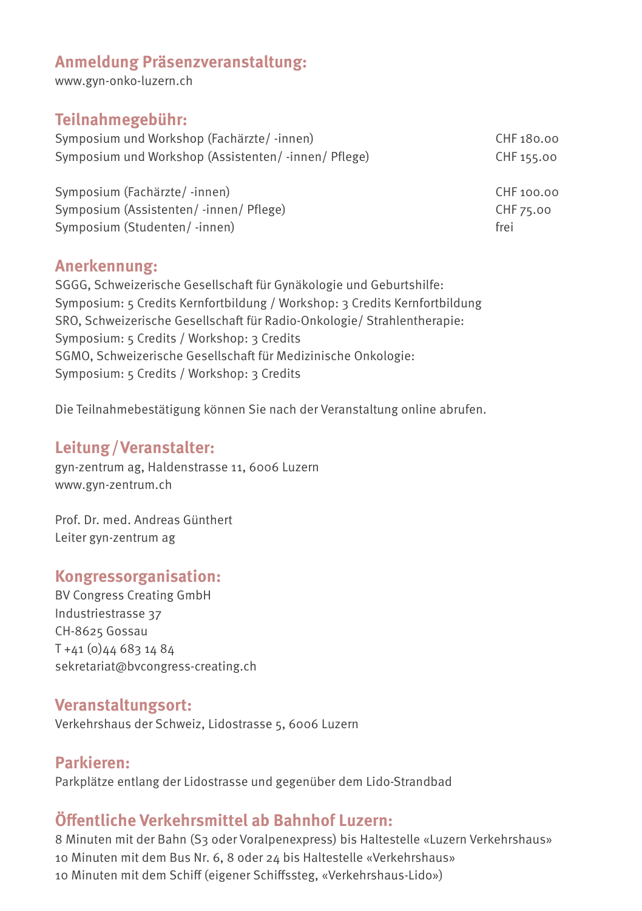## Anmeldung Präsenzveranstaltung:

www.gyn-onko-luzern.ch

## Teilnahmegebühr:

| | |
|---|---|
| Symposium und Workshop (Fachärzte/ -innen) | CHF 180.00 |
| Symposium und Workshop (Assistenten/ -innen/ Pflege) | CHF 155.00 |
| Symposium (Fachärzte/ -innen) | CHF 100.00 |
| Symposium (Assistenten/ -innen/ Pflege) | CHF 75.00 |
| Symposium (Studenten/ -innen) | frei |

## Anerkennung:

SGGG, Schweizerische Gesellschaft für Gynäkologie und Geburtshilfe:
Symposium: 5 Credits Kernfortbildung / Workshop: 3 Credits Kernfortbildung
SRO, Schweizerische Gesellschaft für Radio-Onkologie/ Strahlentherapie:
Symposium: 5 Credits / Workshop: 3 Credits
SGMO, Schweizerische Gesellschaft für Medizinische Onkologie:
Symposium: 5 Credits / Workshop: 3 Credits

Die Teilnahmebestätigung können Sie nach der Veranstaltung online abrufen.

## Leitung / Veranstalter:

gyn-zentrum ag, Haldenstrasse 11, 6006 Luzern
www.gyn-zentrum.ch

Prof. Dr. med. Andreas Günthert
Leiter gyn-zentrum ag

## Kongressorganisation:

BV Congress Creating GmbH
Industriestrasse 37
CH-8625 Gossau
T +41 (0)44 683 14 84
sekretariat@bvcongress-creating.ch

## Veranstaltungsort:

Verkehrshaus der Schweiz, Lidostrasse 5, 6006 Luzern

## Parkieren:

Parkplätze entlang der Lidostrasse und gegenüber dem Lido-Strandbad

## Öffentliche Verkehrsmittel ab Bahnhof Luzern:

8 Minuten mit der Bahn (S3 oder Voralpenexpress) bis Haltestelle «Luzern Verkehrshaus»
10 Minuten mit dem Bus Nr. 6, 8 oder 24 bis Haltestelle «Verkehrshaus»
10 Minuten mit dem Schiff (eigener Schiffssteg, «Verkehrshaus-Lido»)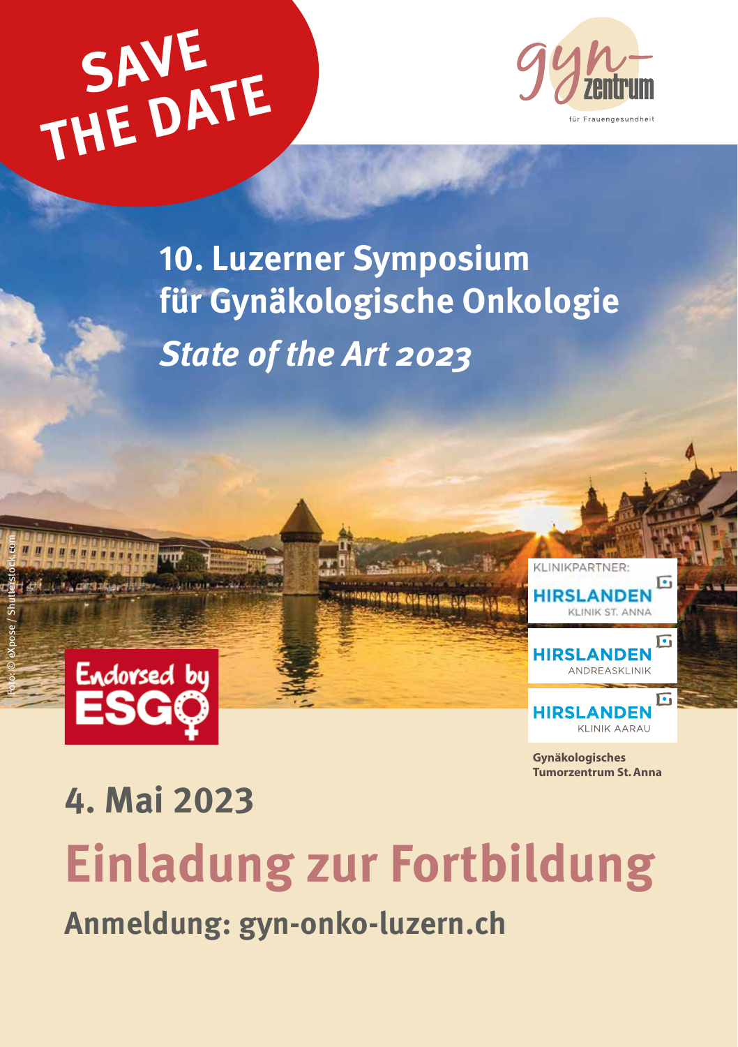**SAVE THE DATE**

gyn-zentrum für Frauengesundheit

# 10. Luzerner Symposium für Gynäkologische Onkologie

## *State of the Art 2023*

Endorsed by ESGO

KLINIKPARTNER:

HIRSLANDEN KLINIK ST. ANNA

HIRSLANDEN ANDREASKLINIK

HIRSLANDEN KLINIK AARAU

**Gynäkologisches Tumorzentrum St. Anna**

Foto: © eXpose / Shutterstock.com

## 4. Mai 2023

# Einladung zur Fortbildung

**Anmeldung: gyn-onko-luzern.ch**